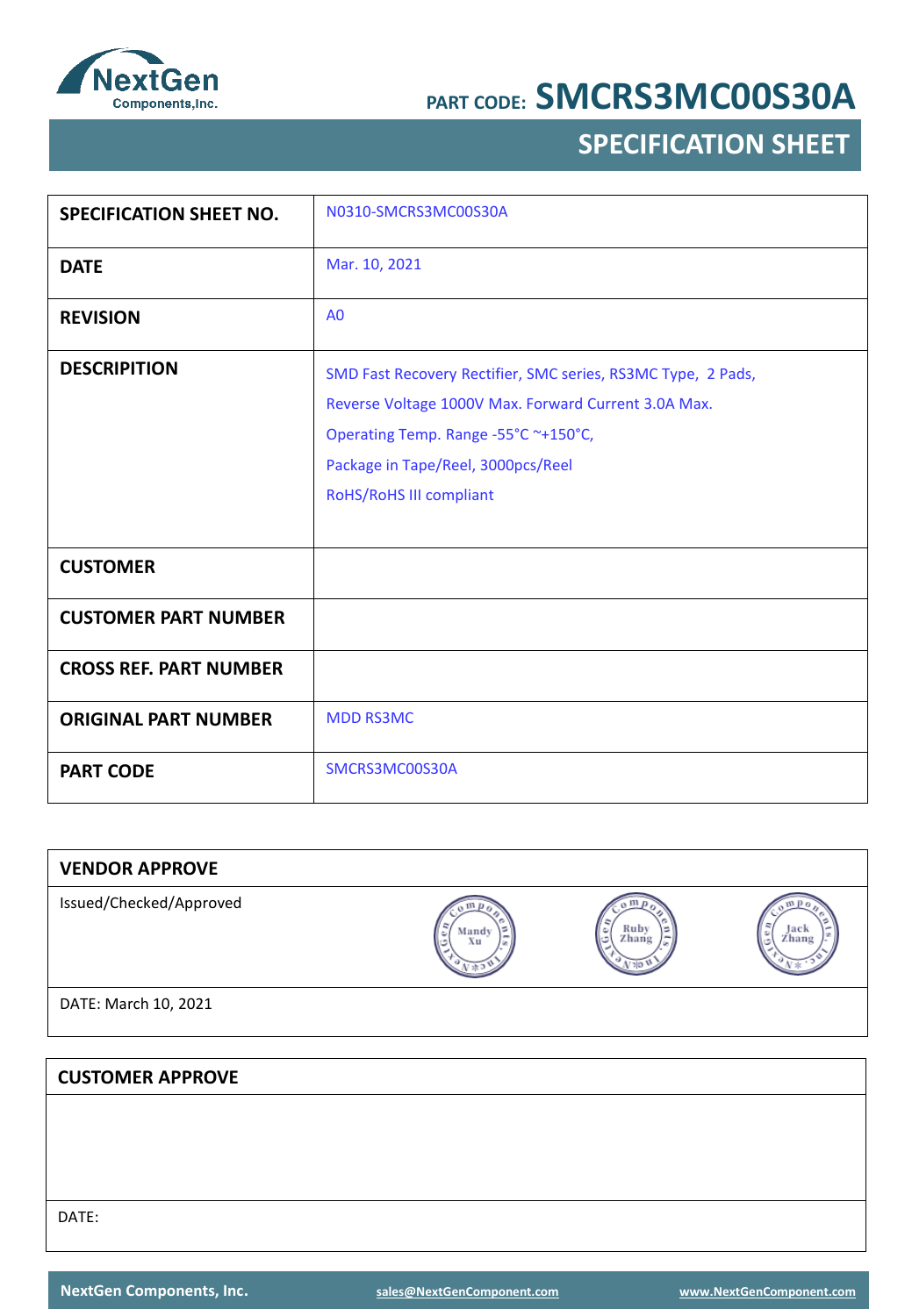NextGen Components,Inc.

PART CODE: **SMCRS3MC00S30A**

## SPECIFICATION SHEET

| | |
|---|---|
| **SPECIFICATION SHEET NO.** | N0310-SMCRS3MC00S30A |
| **DATE** | Mar. 10, 2021 |
| **REVISION** | A0 |
| **DESCRIPITION** | SMD Fast Recovery Rectifier, SMC series, RS3MC Type, 2 Pads,<br>Reverse Voltage 1000V Max. Forward Current 3.0A Max.<br>Operating Temp. Range -55°C ~+150°C,<br>Package in Tape/Reel, 3000pcs/Reel<br>RoHS/RoHS III compliant |
| **CUSTOMER** | |
| **CUSTOMER PART NUMBER** | |
| **CROSS REF. PART NUMBER** | |
| **ORIGINAL PART NUMBER** | MDD RS3MC |
| **PART CODE** | SMCRS3MC00S30A |

| **VENDOR APPROVE** | | | |
|---|---|---|---|
| Issued/Checked/Approved | Mandy Xu | Ruby Zhang | Jack Zhang |
| DATE: March 10, 2021 | | | |

| **CUSTOMER APPROVE** |
|---|
| |
| DATE: |

NextGen Components, Inc. sales@NextGenComponent.com www.NextGenComponent.com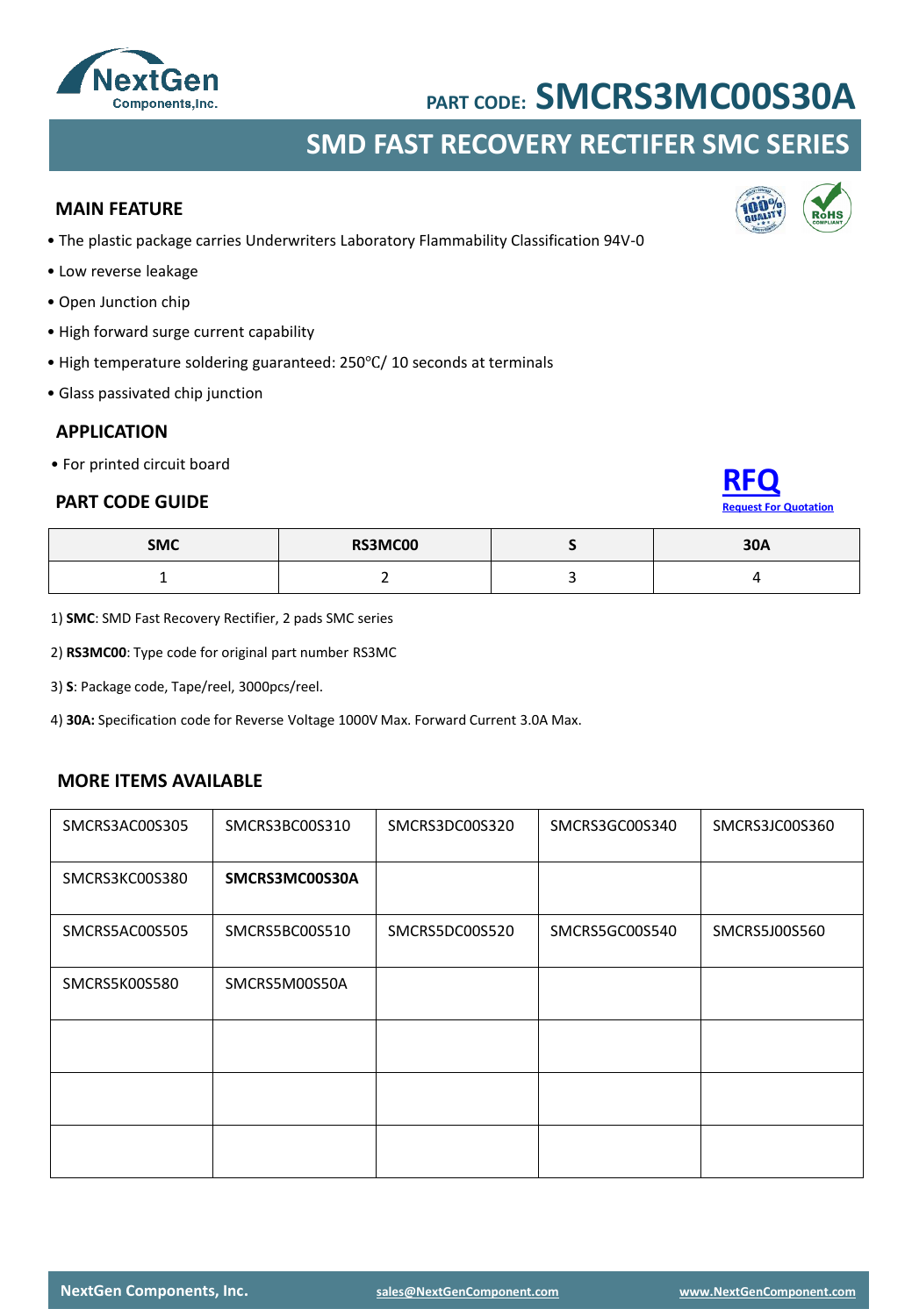PART CODE: SMCRS3MC00S30A

# SMD FAST RECOVERY RECTIFER SMC SERIES

## MAIN FEATURE

- The plastic package carries Underwriters Laboratory Flammability Classification 94V-0
- Low reverse leakage
- Open Junction chip
- High forward surge current capability
- High temperature soldering guaranteed: 250℃/ 10 seconds at terminals
- Glass passivated chip junction

## APPLICATION

- For printed circuit board

## PART CODE GUIDE

RFQ
Request For Quotation

| SMC | RS3MC00 | S | 30A |
|---|---|---|---|
| 1 | 2 | 3 | 4 |

1) **SMC**: SMD Fast Recovery Rectifier, 2 pads SMC series

2) **RS3MC00**: Type code for original part number RS3MC

3) **S**: Package code, Tape/reel, 3000pcs/reel.

4) **30A:** Specification code for Reverse Voltage 1000V Max. Forward Current 3.0A Max.

## MORE ITEMS AVAILABLE

| | | | | |
|---|---|---|---|---|
| SMCRS3AC00S305 | SMCRS3BC00S310 | SMCRS3DC00S320 | SMCRS3GC00S340 | SMCRS3JC00S360 |
| SMCRS3KC00S380 | **SMCRS3MC00S30A** | | | |
| SMCRS5AC00S505 | SMCRS5BC00S510 | SMCRS5DC00S520 | SMCRS5GC00S540 | SMCRS5J00S560 |
| SMCRS5K00S580 | SMCRS5M00S50A | | | |
| | | | | |
| | | | | |
| | | | | |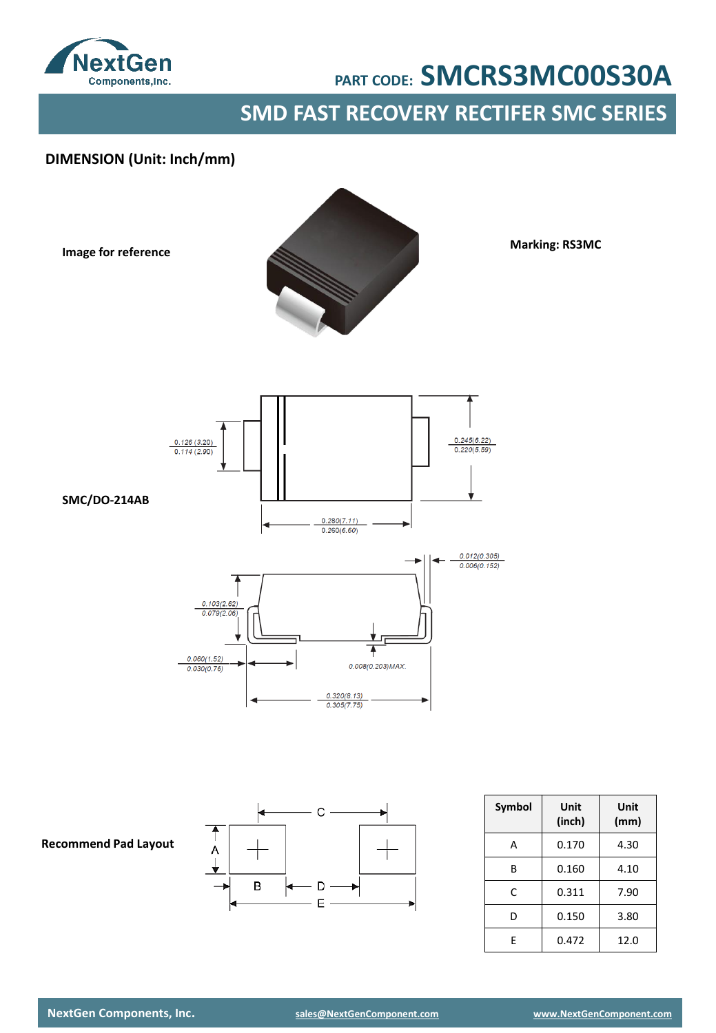PART CODE: SMCRS3MC00S30A

## SMD FAST RECOVERY RECTIFER SMC SERIES

### DIMENSION (Unit: Inch/mm)

Image for reference

Marking: RS3MC

SMC/DO-214AB

0.126 (3.20)
0.114 (2.90)

0.245(6.22)
0.220(5.59)

0.280(7.11)
0.260(6.60)

0.012(0.305)
0.006(0.152)

0.103(2.62)
0.079(2.06)

0.060(1.52)
0.030(0.76)

0.008(0.203)MAX.

0.320(8.13)
0.305(7.75)

Recommend Pad Layout

| Symbol | Unit (inch) | Unit (mm) |
|---|---|---|
| A | 0.170 | 4.30 |
| B | 0.160 | 4.10 |
| C | 0.311 | 7.90 |
| D | 0.150 | 3.80 |
| E | 0.472 | 12.0 |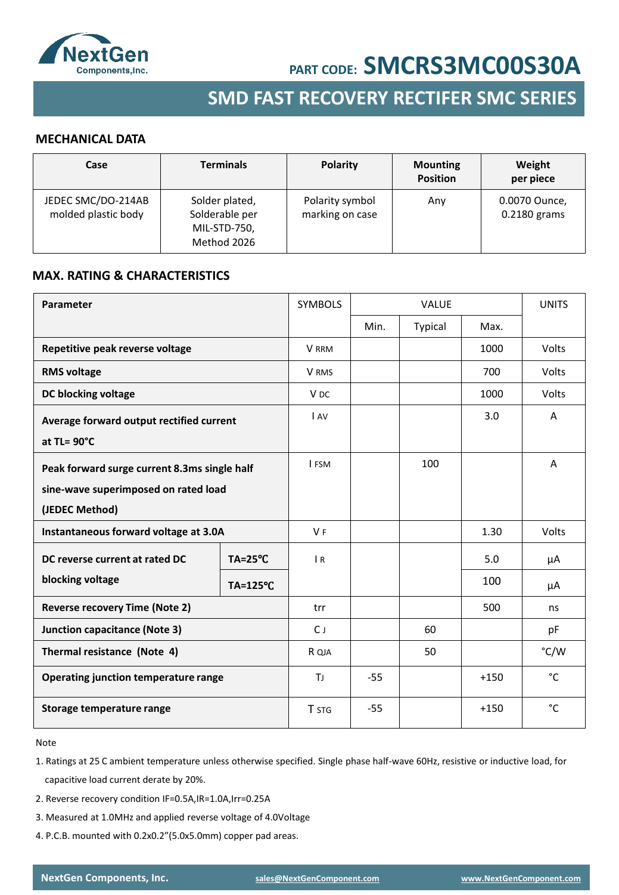NextGen Components,Inc.

PART CODE: **SMCRS3MC00S30A**

# SMD FAST RECOVERY RECTIFER SMC SERIES

## MECHANICAL DATA

| Case | Terminals | Polarity | Mounting Position | Weight per piece |
|---|---|---|---|---|
| JEDEC SMC/DO-214AB molded plastic body | Solder plated, Solderable per MIL-STD-750, Method 2026 | Polarity symbol marking on case | Any | 0.0070 Ounce, 0.2180 grams |

## MAX. RATING & CHARACTERISTICS

| Parameter | | SYMBOLS | VALUE | | | UNITS |
|---|---|---|---|---|---|---|
| | | | Min. | Typical | Max. | |
| **Repetitive peak reverse voltage** | | $V_{RRM}$ | | | 1000 | Volts |
| **RMS voltage** | | $V_{RMS}$ | | | 700 | Volts |
| **DC blocking voltage** | | $V_{DC}$ | | | 1000 | Volts |
| **Average forward output rectified current at TL= 90°C** | | $I_{AV}$ | | | 3.0 | A |
| **Peak forward surge current 8.3ms single half sine-wave superimposed on rated load (JEDEC Method)** | | $I_{FSM}$ | | 100 | | A |
| **Instantaneous forward voltage at 3.0A** | | $V_F$ | | | 1.30 | Volts |
| **DC reverse current at rated DC blocking voltage** | **TA=25℃** | $I_R$ | | | 5.0 | μA |
| | **TA=125℃** | | | | 100 | μA |
| **Reverse recovery Time (Note 2)** | | trr | | | 500 | ns |
| **Junction capacitance (Note 3)** | | $C_J$ | | 60 | | pF |
| **Thermal resistance (Note 4)** | | $R_{QJA}$ | | 50 | | °C/W |
| **Operating junction temperature range** | | $T_J$ | -55 | | +150 | °C |
| **Storage temperature range** | | $T_{STG}$ | -55 | | +150 | °C |

Note

1. Ratings at 25 C ambient temperature unless otherwise specified. Single phase half-wave 60Hz, resistive or inductive load, for capacitive load current derate by 20%.
2. Reverse recovery condition IF=0.5A,IR=1.0A,Irr=0.25A
3. Measured at 1.0MHz and applied reverse voltage of 4.0Voltage
4. P.C.B. mounted with 0.2x0.2"(5.0x5.0mm) copper pad areas.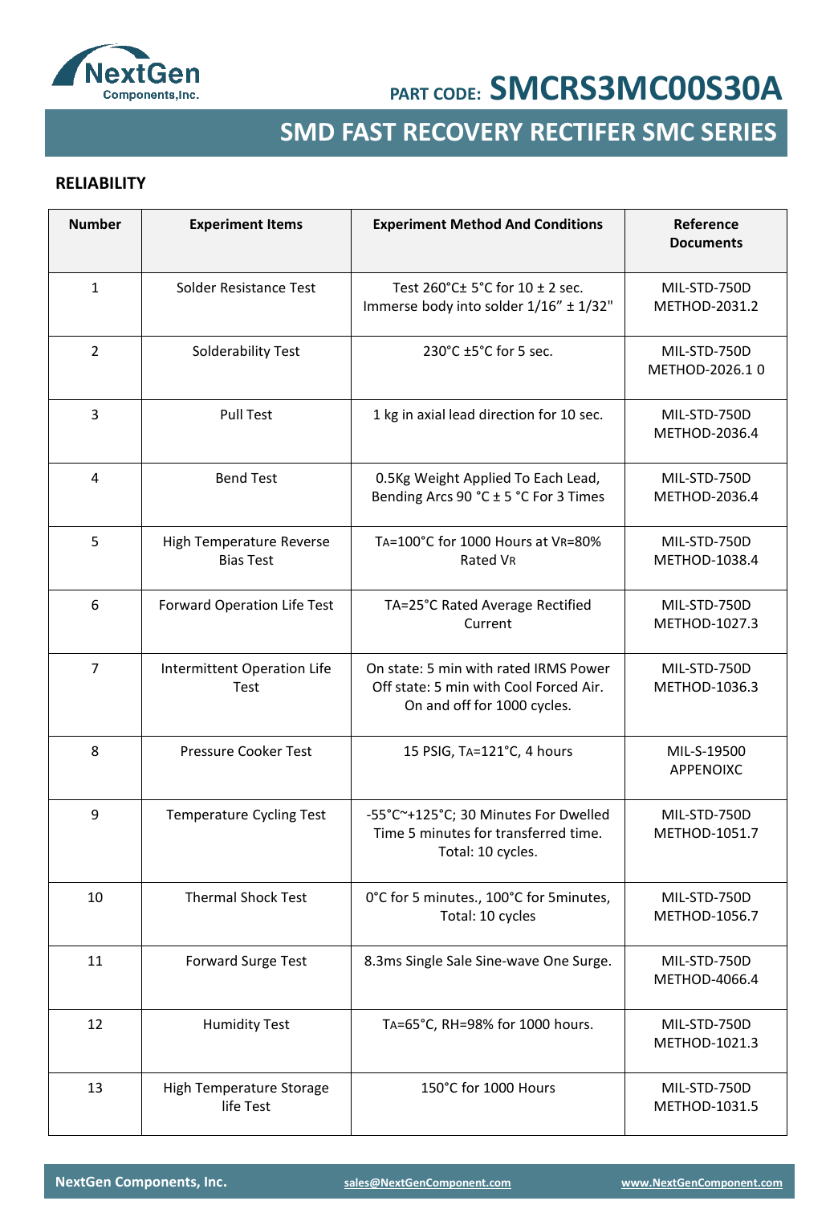## RELIABILITY

| Number | Experiment Items | Experiment Method And Conditions | Reference Documents |
|---|---|---|---|
| 1 | Solder Resistance Test | Test 260°C± 5°C for 10 ± 2 sec. Immerse body into solder 1/16" ± 1/32" | MIL-STD-750D METHOD-2031.2 |
| 2 | Solderability Test | 230°C ±5°C for 5 sec. | MIL-STD-750D METHOD-2026.1 0 |
| 3 | Pull Test | 1 kg in axial lead direction for 10 sec. | MIL-STD-750D METHOD-2036.4 |
| 4 | Bend Test | 0.5Kg Weight Applied To Each Lead, Bending Arcs 90 °C ± 5 °C For 3 Times | MIL-STD-750D METHOD-2036.4 |
| 5 | High Temperature Reverse Bias Test | $T_A$=100°C for 1000 Hours at $V_R$=80% Rated $V_R$ | MIL-STD-750D METHOD-1038.4 |
| 6 | Forward Operation Life Test | TA=25°C Rated Average Rectified Current | MIL-STD-750D METHOD-1027.3 |
| 7 | Intermittent Operation Life Test | On state: 5 min with rated IRMS Power Off state: 5 min with Cool Forced Air. On and off for 1000 cycles. | MIL-STD-750D METHOD-1036.3 |
| 8 | Pressure Cooker Test | 15 PSIG, $T_A$=121°C, 4 hours | MIL-S-19500 APPENOIXC |
| 9 | Temperature Cycling Test | -55°C~+125°C; 30 Minutes For Dwelled Time 5 minutes for transferred time. Total: 10 cycles. | MIL-STD-750D METHOD-1051.7 |
| 10 | Thermal Shock Test | 0°C for 5 minutes., 100°C for 5minutes, Total: 10 cycles | MIL-STD-750D METHOD-1056.7 |
| 11 | Forward Surge Test | 8.3ms Single Sale Sine-wave One Surge. | MIL-STD-750D METHOD-4066.4 |
| 12 | Humidity Test | $T_A$=65°C, RH=98% for 1000 hours. | MIL-STD-750D METHOD-1021.3 |
| 13 | High Temperature Storage life Test | 150°C for 1000 Hours | MIL-STD-750D METHOD-1031.5 |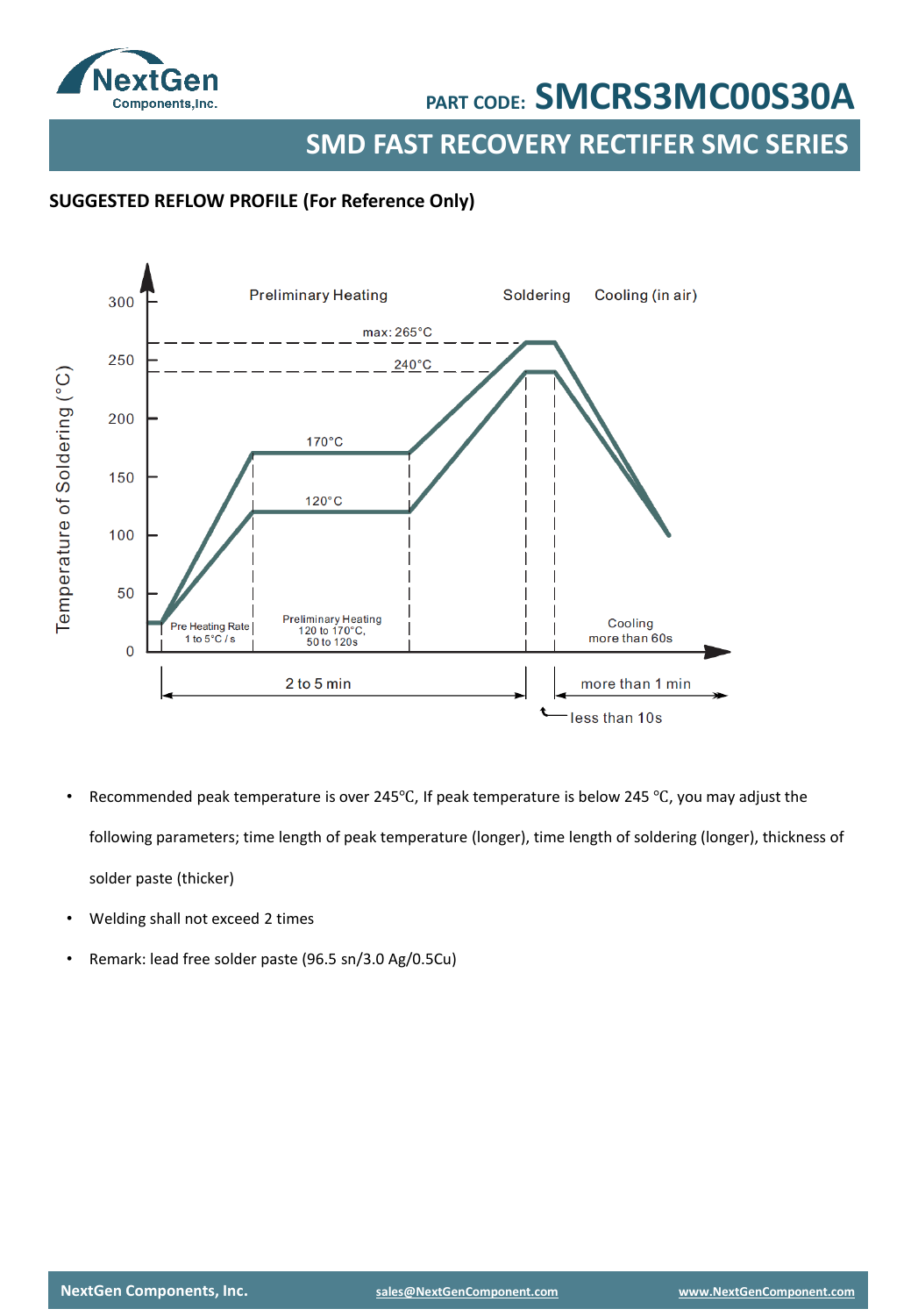PART CODE: SMCRS3MC00S30A

## SMD FAST RECOVERY RECTIFER SMC SERIES

### SUGGESTED REFLOW PROFILE (For Reference Only)

Preliminary Heating
Soldering
Cooling (in air)
Temperature of Soldering (°C)
300
250
200
150
100
50
0
max: 265°C
240°C
170°C
120°C
Pre Heating Rate 1 to 5°C / s
Preliminary Heating 120 to 170°C, 50 to 120s
Cooling more than 60s
2 to 5 min
more than 1 min
less than 10s

- Recommended peak temperature is over 245℃, If peak temperature is below 245 ℃, you may adjust the following parameters; time length of peak temperature (longer), time length of soldering (longer), thickness of solder paste (thicker)
- Welding shall not exceed 2 times
- Remark: lead free solder paste (96.5 sn/3.0 Ag/0.5Cu)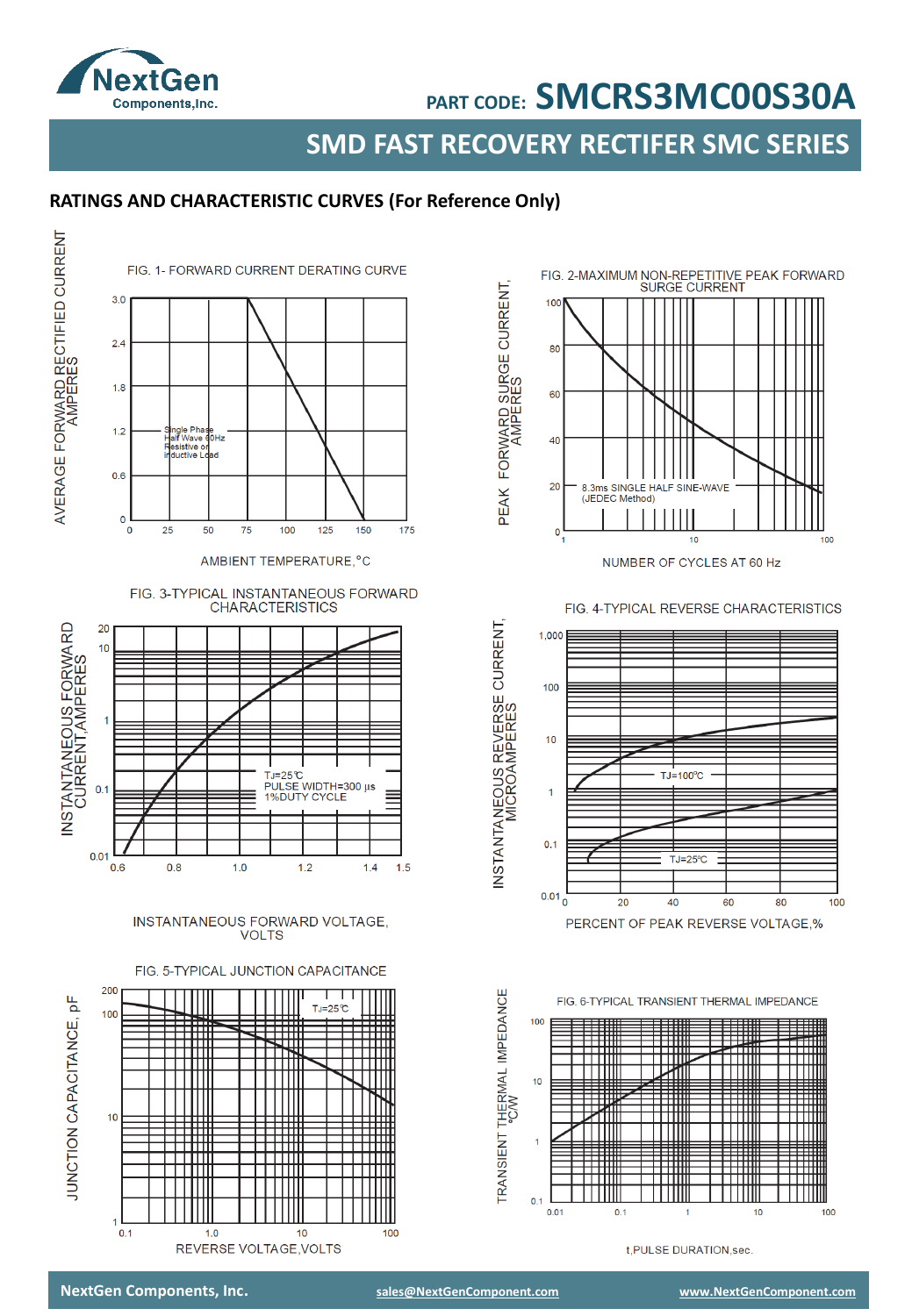PART CODE: SMCRS3MC00S30A

## SMD FAST RECOVERY RECTIFER SMC SERIES

### RATINGS AND CHARACTERISTIC CURVES (For Reference Only)

FIG. 1- FORWARD CURRENT DERATING CURVE

AVERAGE FORWARD RECTIFIED CURRENT AMPERES

3.0
2.4
1.8
1.2
0.6
0

0 25 50 75 100 125 150 175

Single Phase
Half Wave 60Hz
Resistive or
Inductive Load

AMBIENT TEMPERATURE,°C

FIG. 2-MAXIMUM NON-REPETITIVE PEAK FORWARD SURGE CURRENT

PEAK FORWARD SURGE CURRENT, AMPERES

100
80
60
40
20
0

1 10 100

8.3ms SINGLE HALF SINE-WAVE
(JEDEC Method)

NUMBER OF CYCLES AT 60 Hz

FIG. 3-TYPICAL INSTANTANEOUS FORWARD CHARACTERISTICS

INSTANTANEOUS FORWARD CURRENT,AMPERES

20
10
1
0.1
0.01

0.6 0.8 1.0 1.2 1.4 1.5

TJ=25℃
PULSE WIDTH=300 μs
1%DUTY CYCLE

INSTANTANEOUS FORWARD VOLTAGE, VOLTS

FIG. 4-TYPICAL REVERSE CHARACTERISTICS

INSTANTANEOUS REVERSE CURRENT, MICROAMPERES

1,000
100
10
1
0.1
0.01

0 20 40 60 80 100

TJ=100°C
TJ=25°C

PERCENT OF PEAK REVERSE VOLTAGE,%

FIG. 5-TYPICAL JUNCTION CAPACITANCE

JUNCTION CAPACITANCE, pF

200
100
10
1

0.1 1.0 10 100

TJ=25°C

REVERSE VOLTAGE,VOLTS

FIG. 6-TYPICAL TRANSIENT THERMAL IMPEDANCE

TRANSIENT THERMAL IMPEDANCE °C/W

100
10
1
0.1

0.01 0.1 1 10 100

t,PULSE DURATION,sec.

NextGen Components, Inc. sales@NextGenComponent.com www.NextGenComponent.com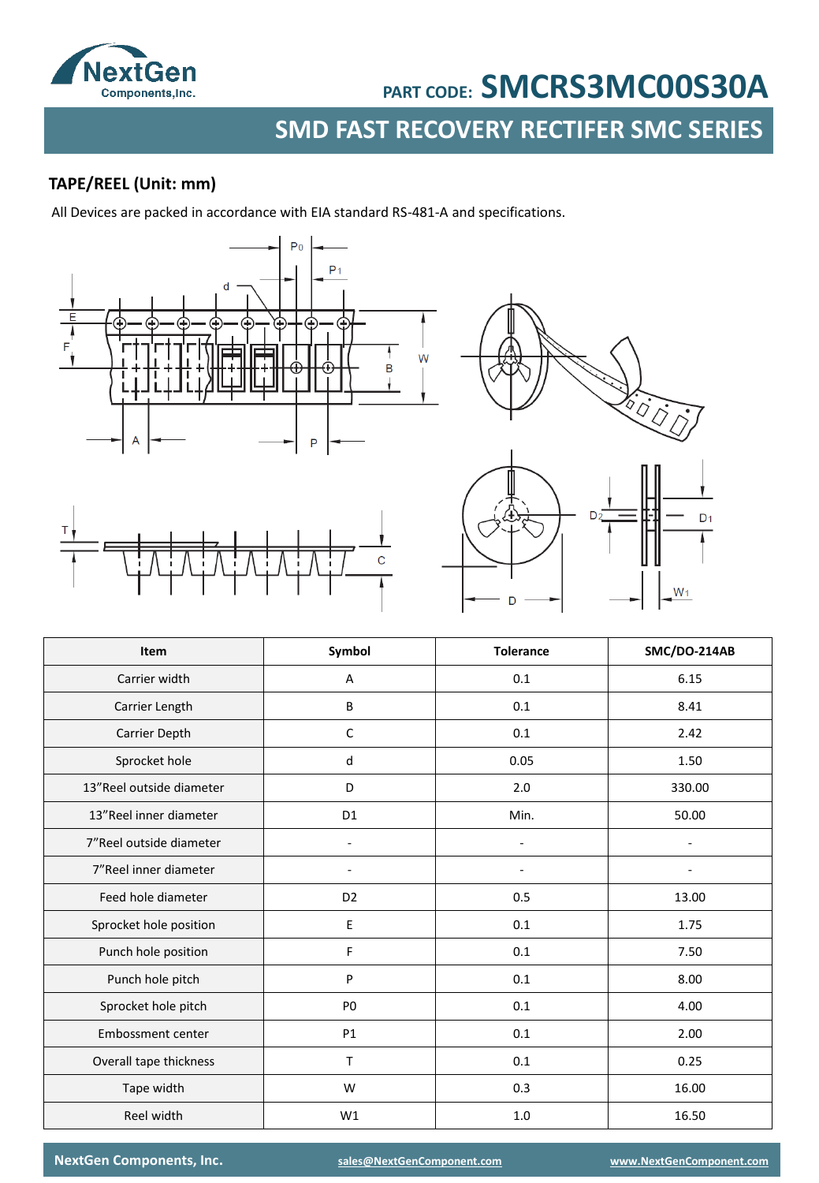PART CODE: **SMCRS3MC00S30A**

## SMD FAST RECOVERY RECTIFER SMC SERIES

### TAPE/REEL (Unit: mm)

All Devices are packed in accordance with EIA standard RS-481-A and specifications.

| Item | Symbol | Tolerance | SMC/DO-214AB |
|---|---|---|---|
| Carrier width | A | 0.1 | 6.15 |
| Carrier Length | B | 0.1 | 8.41 |
| Carrier Depth | C | 0.1 | 2.42 |
| Sprocket hole | d | 0.05 | 1.50 |
| 13"Reel outside diameter | D | 2.0 | 330.00 |
| 13"Reel inner diameter | D1 | Min. | 50.00 |
| 7"Reel outside diameter | - | - | - |
| 7"Reel inner diameter | - | - | - |
| Feed hole diameter | D2 | 0.5 | 13.00 |
| Sprocket hole position | E | 0.1 | 1.75 |
| Punch hole position | F | 0.1 | 7.50 |
| Punch hole pitch | P | 0.1 | 8.00 |
| Sprocket hole pitch | P0 | 0.1 | 4.00 |
| Embossment center | P1 | 0.1 | 2.00 |
| Overall tape thickness | T | 0.1 | 0.25 |
| Tape width | W | 0.3 | 16.00 |
| Reel width | W1 | 1.0 | 16.50 |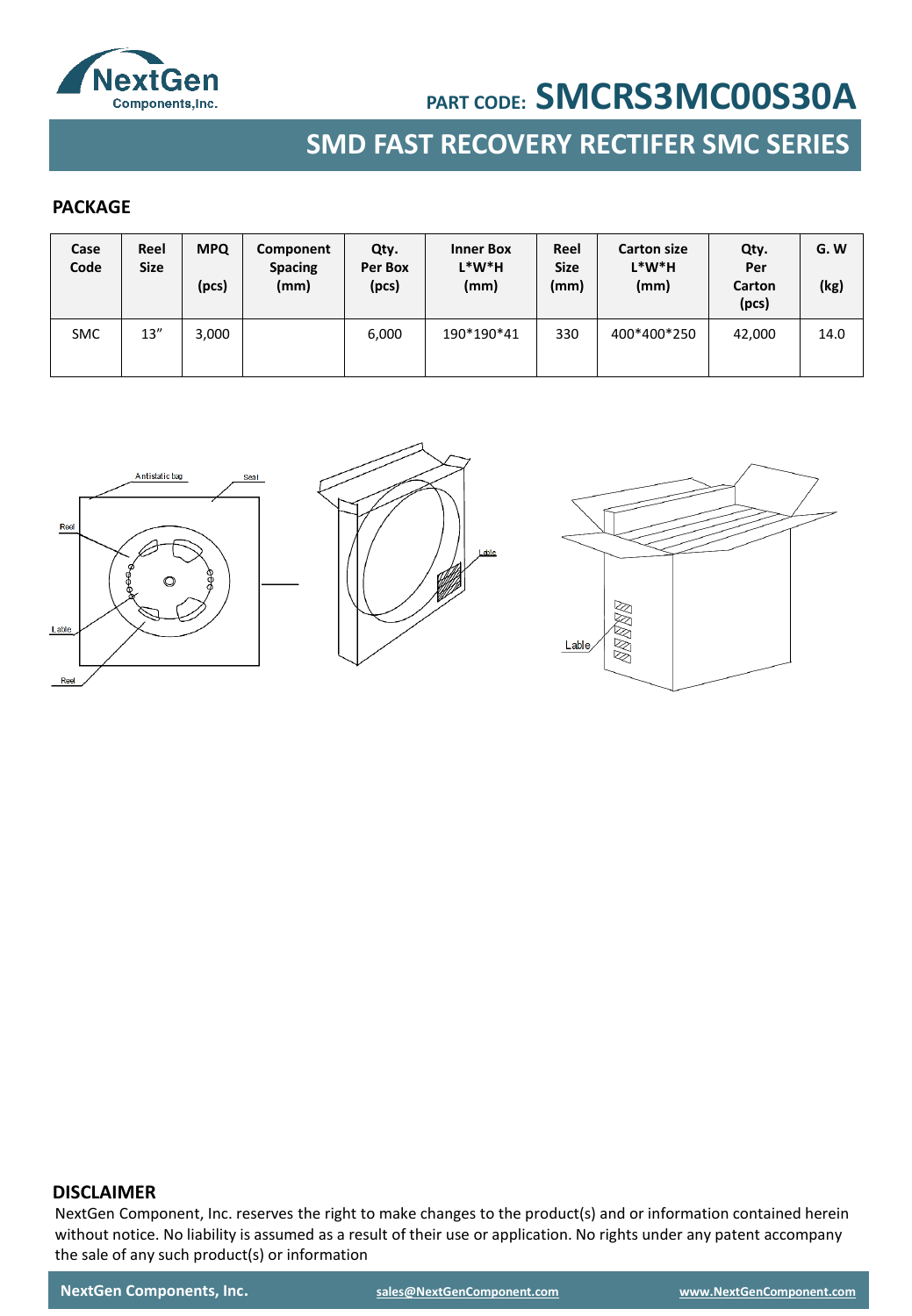PART CODE: **SMCRS3MC00S30A**

## SMD FAST RECOVERY RECTIFER SMC SERIES

### PACKAGE

| Case Code | Reel Size | MPQ (pcs) | Component Spacing (mm) | Qty. Per Box (pcs) | Inner Box L*W*H (mm) | Reel Size (mm) | Carton size L*W*H (mm) | Qty. Per Carton (pcs) | G. W (kg) |
|---|---|---|---|---|---|---|---|---|---|
| SMC | 13" | 3,000 | | 6,000 | 190*190*41 | 330 | 400*400*250 | 42,000 | 14.0 |

Antistatic bag
Seal
Reel
Lable
Reel
Lable
Lable

### DISCLAIMER

NextGen Component, Inc. reserves the right to make changes to the product(s) and or information contained herein without notice. No liability is assumed as a result of their use or application. No rights under any patent accompany the sale of any such product(s) or information

NextGen Components, Inc. sales@NextGenComponent.com www.NextGenComponent.com